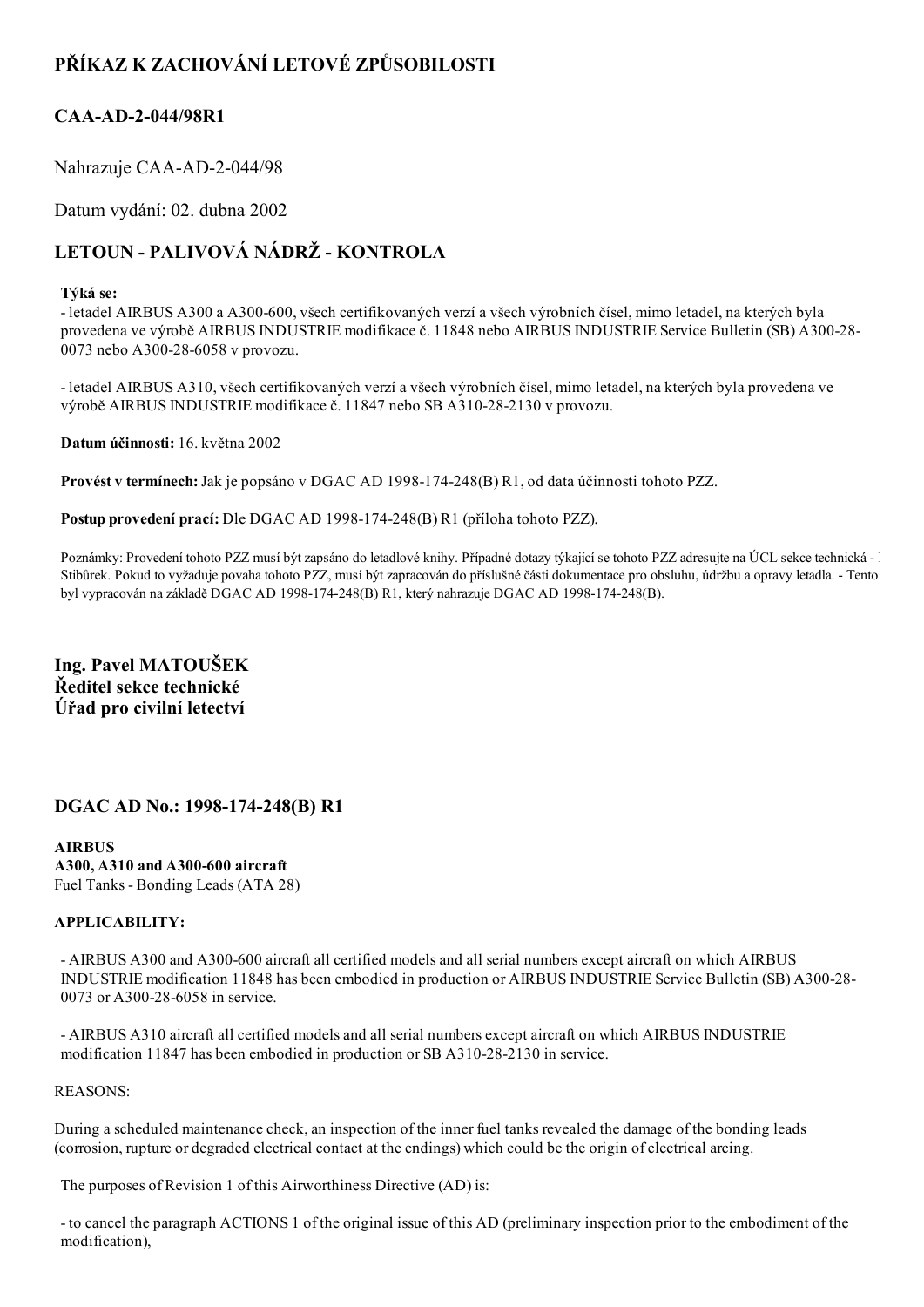# PŘÍKAZ K ZACHOVÁNÍ LETOVÉ ZPŮSOBILOSTI

## CAA-AD-2-044/98R1

Nahrazuje CAA-AD-2-044/98

Datum vydání: 02. dubna 2002

## LETOUN - PALIVOVÁ NÁDRŽ - KONTROLA

**Týká se:**
- letadel AIRBUS A300 a A300-600, všech certifikovaných verzí a všech výrobních čísel, mimo letadel, na kterých byla provedena ve výrobě AIRBUS INDUSTRIE modifikace č. 11848 nebo AIRBUS INDUSTRIE Service Bulletin (SB) A300-28-0073 nebo A300-28-6058 v provozu.

- letadel AIRBUS A310, všech certifikovaných verzí a všech výrobních čísel, mimo letadel, na kterých byla provedena ve výrobě AIRBUS INDUSTRIE modifikace č. 11847 nebo SB A310-28-2130 v provozu.

**Datum účinnosti:** 16. května 2002

**Provést v termínech:** Jak je popsáno v DGAC AD 1998-174-248(B) R1, od data účinnosti tohoto PZZ.

**Postup provedení prací:** Dle DGAC AD 1998-174-248(B) R1 (příloha tohoto PZZ).

Poznámky: Provedení tohoto PZZ musí být zapsáno do letadlové knihy. Případné dotazy týkající se tohoto PZZ adresujte na ÚCL sekce technická - I Stibůrek. Pokud to vyžaduje povaha tohoto PZZ, musí být zapracován do příslušné části dokumentace pro obsluhu, údržbu a opravy letadla. - Tento byl vypracován na základě DGAC AD 1998-174-248(B) R1, který nahrazuje DGAC AD 1998-174-248(B).

**Ing. Pavel MATOUŠEK**
**Ředitel sekce technické**
**Úřad pro civilní letectví**

## DGAC AD No.: 1998-174-248(B) R1

**AIRBUS**
**A300, A310 and A300-600 aircraft**
Fuel Tanks - Bonding Leads (ATA 28)

**APPLICABILITY:**

- AIRBUS A300 and A300-600 aircraft all certified models and all serial numbers except aircraft on which AIRBUS INDUSTRIE modification 11848 has been embodied in production or AIRBUS INDUSTRIE Service Bulletin (SB) A300-28-0073 or A300-28-6058 in service.

- AIRBUS A310 aircraft all certified models and all serial numbers except aircraft on which AIRBUS INDUSTRIE modification 11847 has been embodied in production or SB A310-28-2130 in service.

REASONS:

During a scheduled maintenance check, an inspection of the inner fuel tanks revealed the damage of the bonding leads (corrosion, rupture or degraded electrical contact at the endings) which could be the origin of electrical arcing.

The purposes of Revision 1 of this Airworthiness Directive (AD) is:

- to cancel the paragraph ACTIONS 1 of the original issue of this AD (preliminary inspection prior to the embodiment of the modification),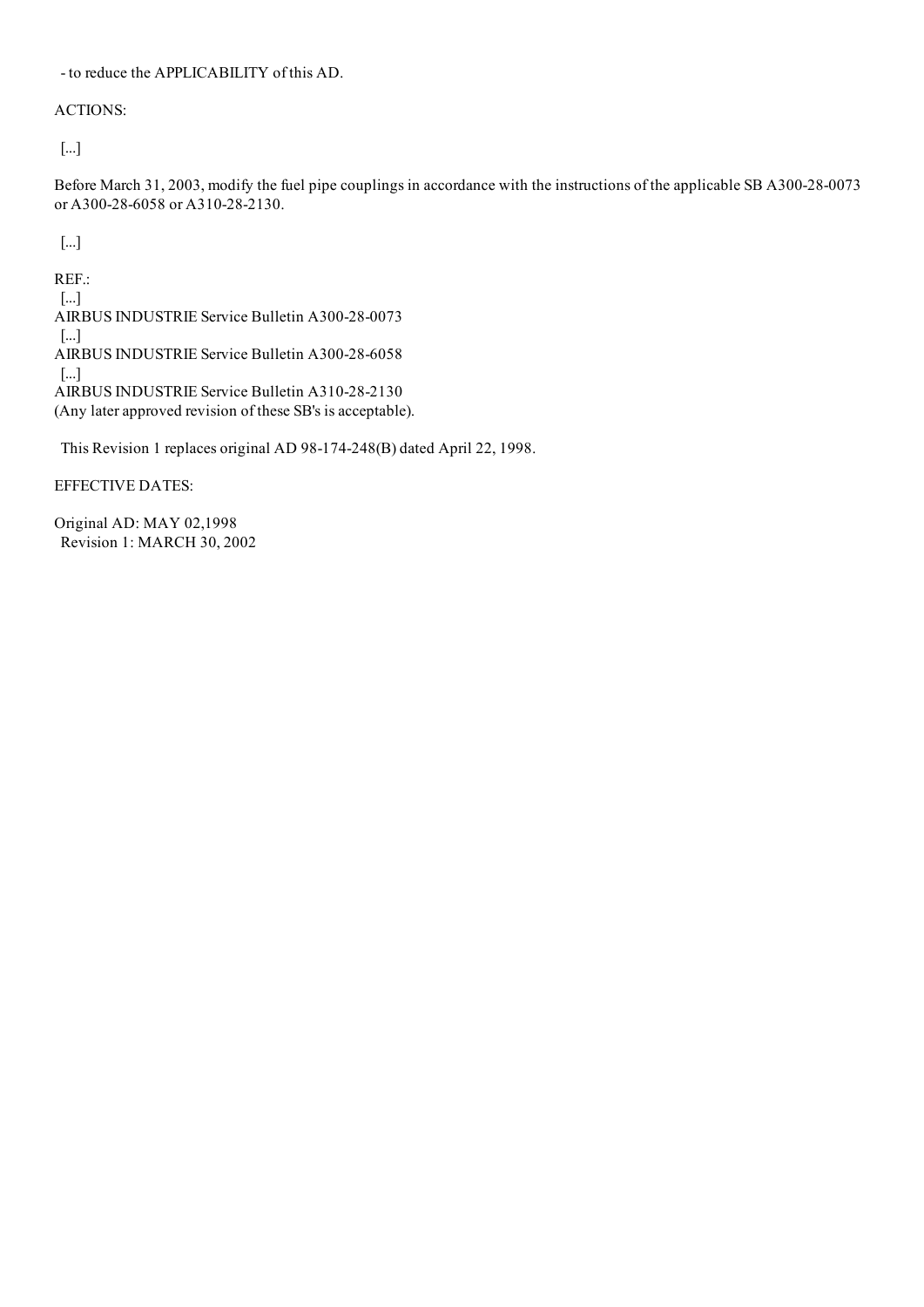- to reduce the APPLICABILITY of this AD.

ACTIONS:

[...]

Before March 31, 2003, modify the fuel pipe couplings in accordance with the instructions of the applicable SB A300-28-0073 or A300-28-6058 or A310-28-2130.

[...]

REF.:
[...]
AIRBUS INDUSTRIE Service Bulletin A300-28-0073
[...]
AIRBUS INDUSTRIE Service Bulletin A300-28-6058
[...]
AIRBUS INDUSTRIE Service Bulletin A310-28-2130
(Any later approved revision of these SB's is acceptable).

This Revision 1 replaces original AD 98-174-248(B) dated April 22, 1998.

EFFECTIVE DATES:

Original AD: MAY 02,1998
Revision 1: MARCH 30, 2002